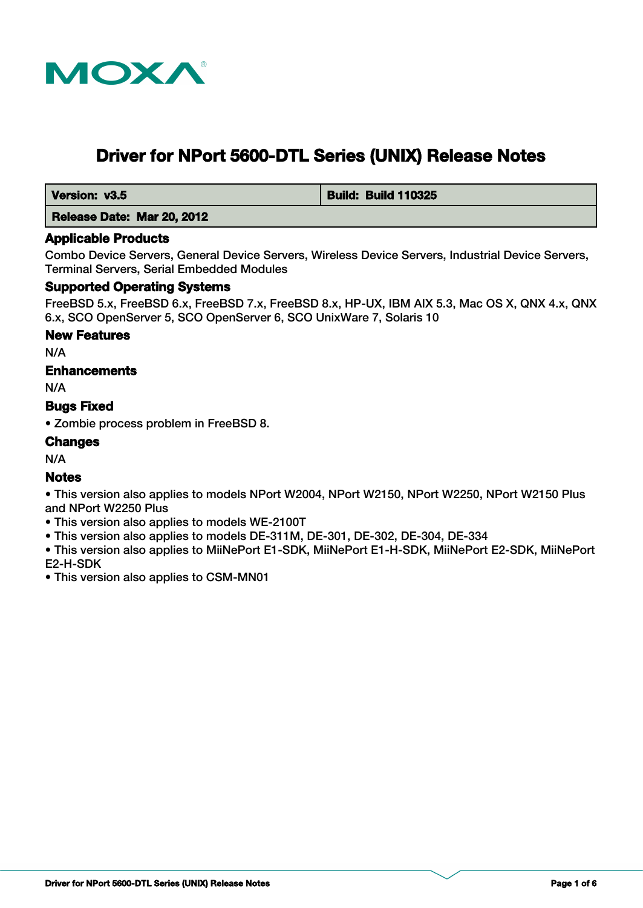# Driver for NPort 5600-DTL Series (UNIX) Release Notes

| **Version: v3.5** | **Build: Build 110325** |
|---|---|
| **Release Date: Mar 20, 2012** | |

## Applicable Products

Combo Device Servers, General Device Servers, Wireless Device Servers, Industrial Device Servers, Terminal Servers, Serial Embedded Modules

## Supported Operating Systems

FreeBSD 5.x, FreeBSD 6.x, FreeBSD 7.x, FreeBSD 8.x, HP-UX, IBM AIX 5.3, Mac OS X, QNX 4.x, QNX 6.x, SCO OpenServer 5, SCO OpenServer 6, SCO UnixWare 7, Solaris 10

## New Features

N/A

## Enhancements

N/A

## Bugs Fixed

- Zombie process problem in FreeBSD 8.

## Changes

N/A

## Notes

- This version also applies to models NPort W2004, NPort W2150, NPort W2250, NPort W2150 Plus and NPort W2250 Plus
- This version also applies to models WE-2100T
- This version also applies to models DE-311M, DE-301, DE-302, DE-304, DE-334
- This version also applies to MiiNePort E1-SDK, MiiNePort E1-H-SDK, MiiNePort E2-SDK, MiiNePort E2-H-SDK
- This version also applies to CSM-MN01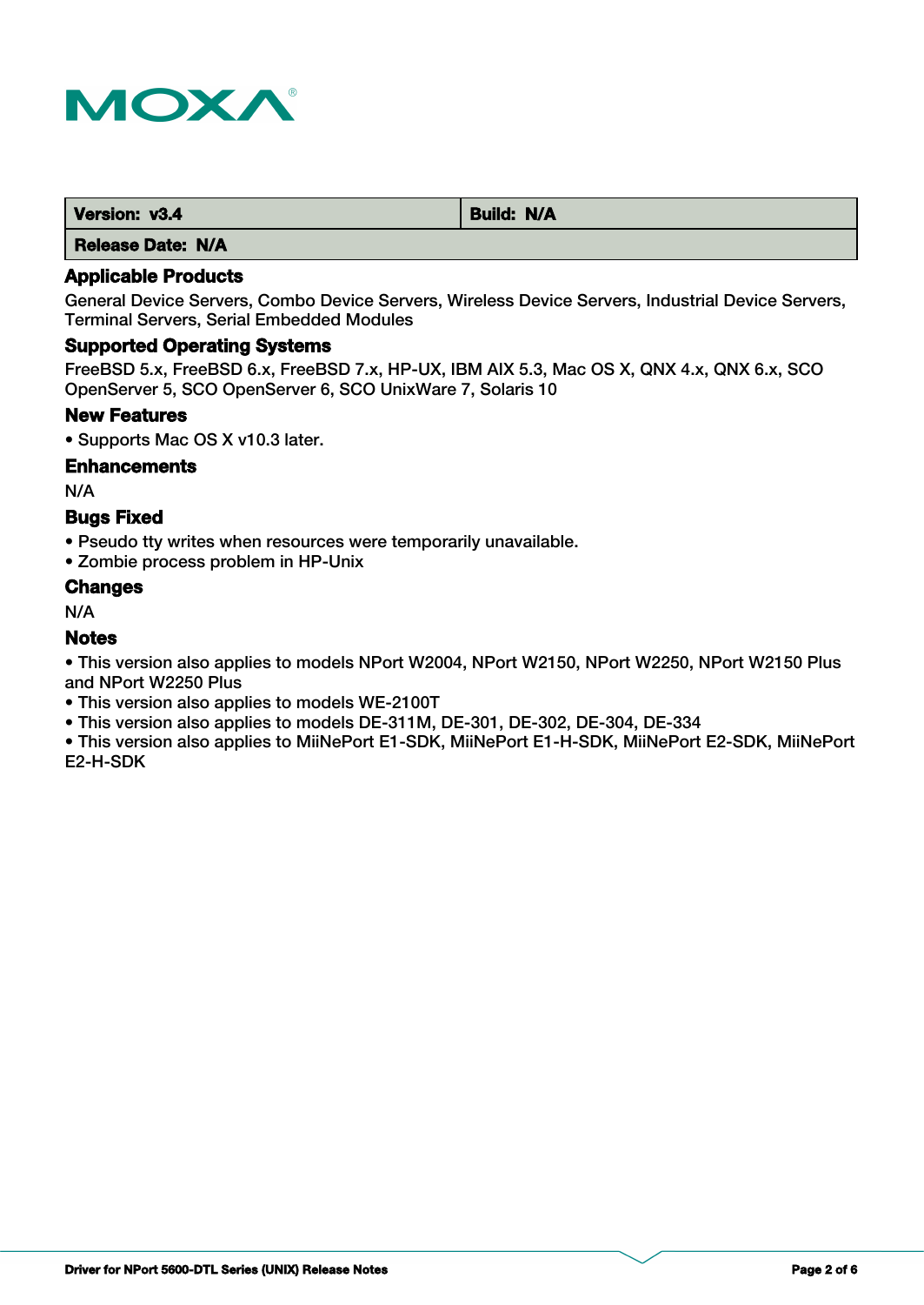| Version: v3.4 | Build: N/A |
| --- | --- |
| Release Date: N/A | |

### Applicable Products

General Device Servers, Combo Device Servers, Wireless Device Servers, Industrial Device Servers, Terminal Servers, Serial Embedded Modules

### Supported Operating Systems

FreeBSD 5.x, FreeBSD 6.x, FreeBSD 7.x, HP-UX, IBM AIX 5.3, Mac OS X, QNX 4.x, QNX 6.x, SCO OpenServer 5, SCO OpenServer 6, SCO UnixWare 7, Solaris 10

### New Features

- Supports Mac OS X v10.3 later.

### Enhancements

N/A

### Bugs Fixed

- Pseudo tty writes when resources were temporarily unavailable.
- Zombie process problem in HP-Unix

### Changes

N/A

### Notes

- This version also applies to models NPort W2004, NPort W2150, NPort W2250, NPort W2150 Plus and NPort W2250 Plus
- This version also applies to models WE-2100T
- This version also applies to models DE-311M, DE-301, DE-302, DE-304, DE-334
- This version also applies to MiiNePort E1-SDK, MiiNePort E1-H-SDK, MiiNePort E2-SDK, MiiNePort E2-H-SDK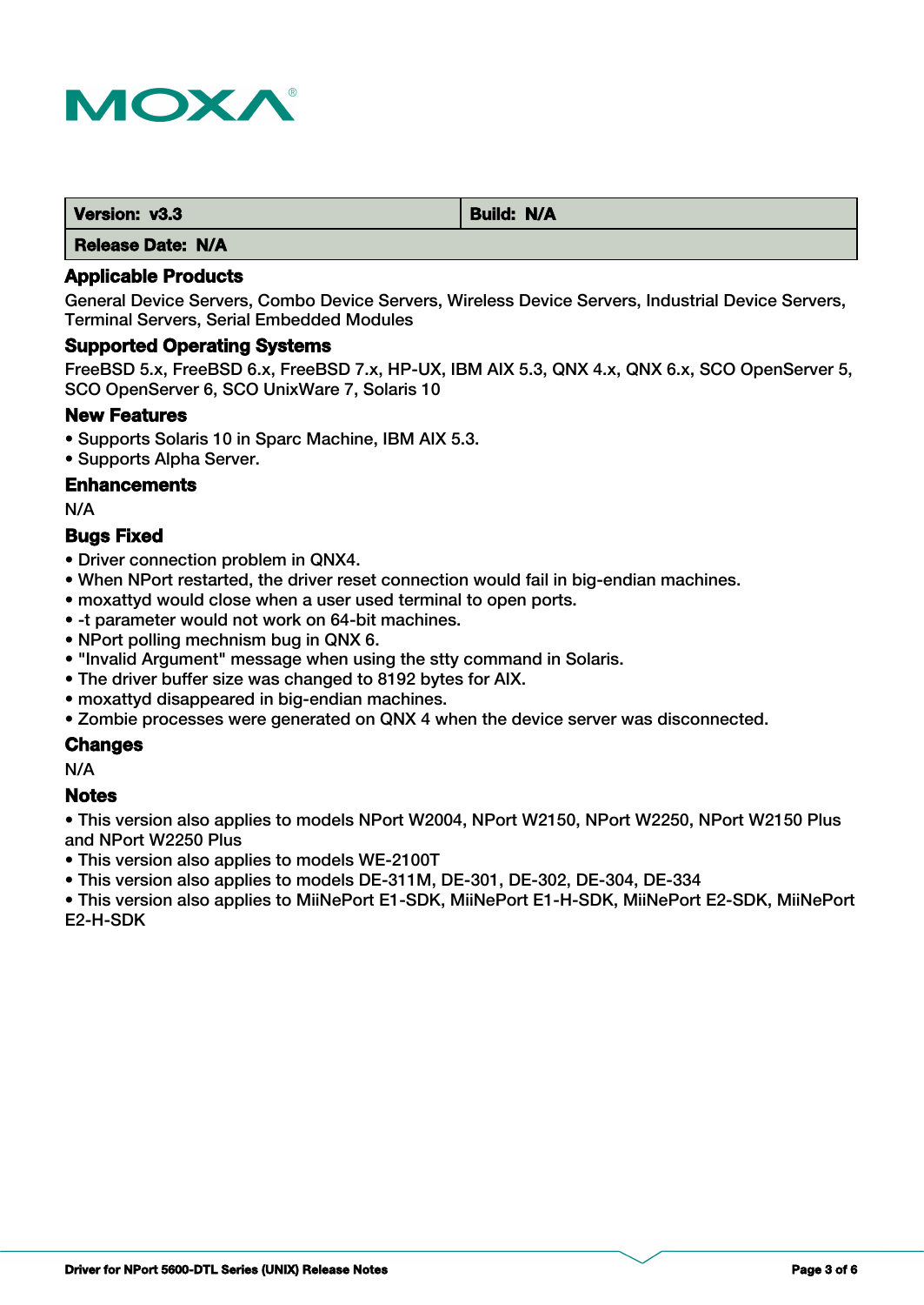| **Version: v3.3** | **Build: N/A** |
| --- | --- |
| **Release Date: N/A** | |

### Applicable Products

General Device Servers, Combo Device Servers, Wireless Device Servers, Industrial Device Servers, Terminal Servers, Serial Embedded Modules

### Supported Operating Systems

FreeBSD 5.x, FreeBSD 6.x, FreeBSD 7.x, HP-UX, IBM AIX 5.3, QNX 4.x, QNX 6.x, SCO OpenServer 5, SCO OpenServer 6, SCO UnixWare 7, Solaris 10

### New Features

- Supports Solaris 10 in Sparc Machine, IBM AIX 5.3.
- Supports Alpha Server.

### Enhancements

N/A

### Bugs Fixed

- Driver connection problem in QNX4.
- When NPort restarted, the driver reset connection would fail in big-endian machines.
- moxattyd would close when a user used terminal to open ports.
- -t parameter would not work on 64-bit machines.
- NPort polling mechnism bug in QNX 6.
- "Invalid Argument" message when using the stty command in Solaris.
- The driver buffer size was changed to 8192 bytes for AIX.
- moxattyd disappeared in big-endian machines.
- Zombie processes were generated on QNX 4 when the device server was disconnected.

### Changes

N/A

### Notes

- This version also applies to models NPort W2004, NPort W2150, NPort W2250, NPort W2150 Plus and NPort W2250 Plus
- This version also applies to models WE-2100T
- This version also applies to models DE-311M, DE-301, DE-302, DE-304, DE-334
- This version also applies to MiiNePort E1-SDK, MiiNePort E1-H-SDK, MiiNePort E2-SDK, MiiNePort E2-H-SDK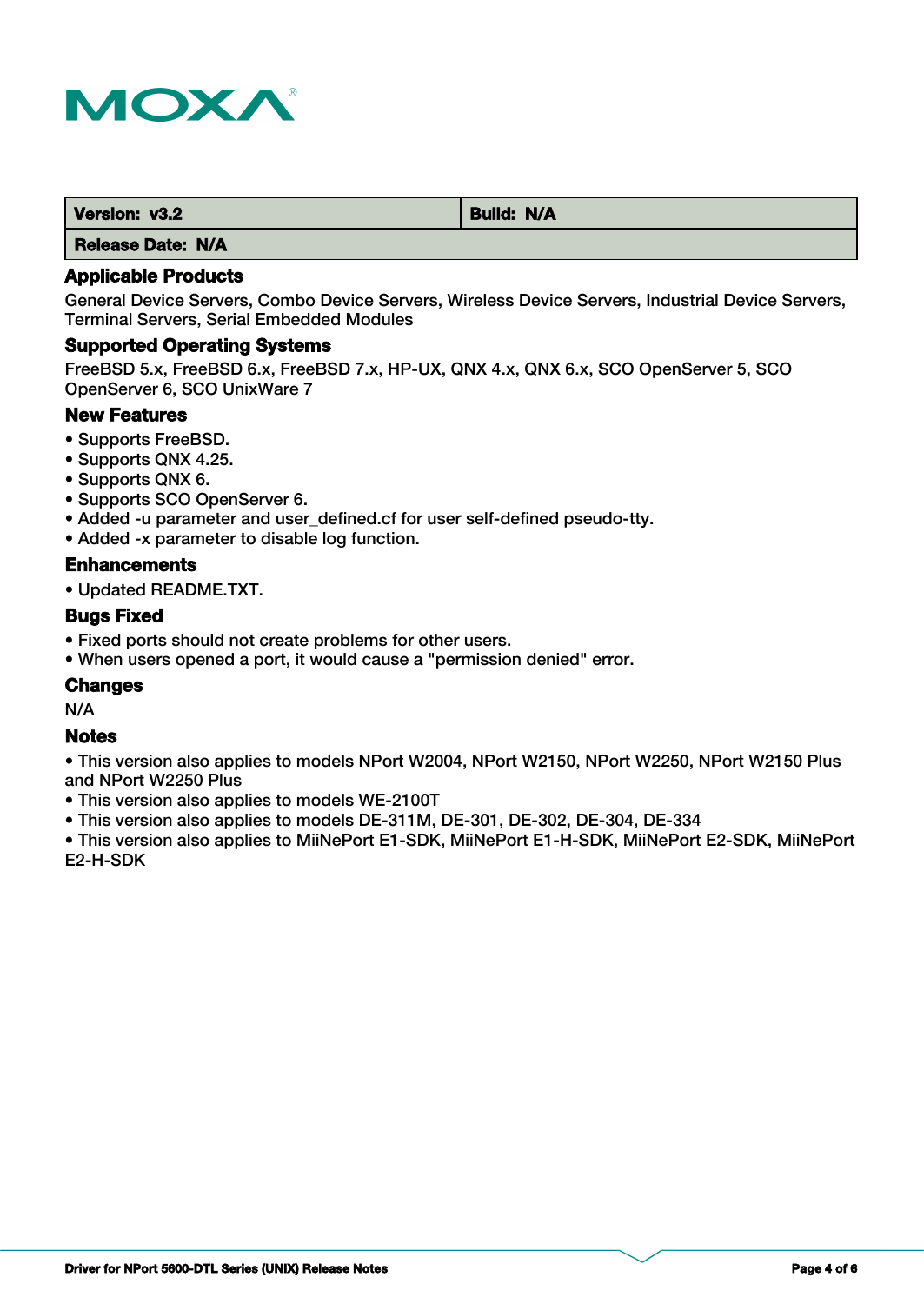| **Version: v3.2** | **Build: N/A** |
| --- | --- |
| **Release Date: N/A** | |

### Applicable Products

General Device Servers, Combo Device Servers, Wireless Device Servers, Industrial Device Servers, Terminal Servers, Serial Embedded Modules

### Supported Operating Systems

FreeBSD 5.x, FreeBSD 6.x, FreeBSD 7.x, HP-UX, QNX 4.x, QNX 6.x, SCO OpenServer 5, SCO OpenServer 6, SCO UnixWare 7

### New Features

- Supports FreeBSD.
- Supports QNX 4.25.
- Supports QNX 6.
- Supports SCO OpenServer 6.
- Added -u parameter and user_defined.cf for user self-defined pseudo-tty.
- Added -x parameter to disable log function.

### Enhancements

- Updated README.TXT.

### Bugs Fixed

- Fixed ports should not create problems for other users.
- When users opened a port, it would cause a "permission denied" error.

### Changes

N/A

### Notes

- This version also applies to models NPort W2004, NPort W2150, NPort W2250, NPort W2150 Plus and NPort W2250 Plus
- This version also applies to models WE-2100T
- This version also applies to models DE-311M, DE-301, DE-302, DE-304, DE-334
- This version also applies to MiiNePort E1-SDK, MiiNePort E1-H-SDK, MiiNePort E2-SDK, MiiNePort E2-H-SDK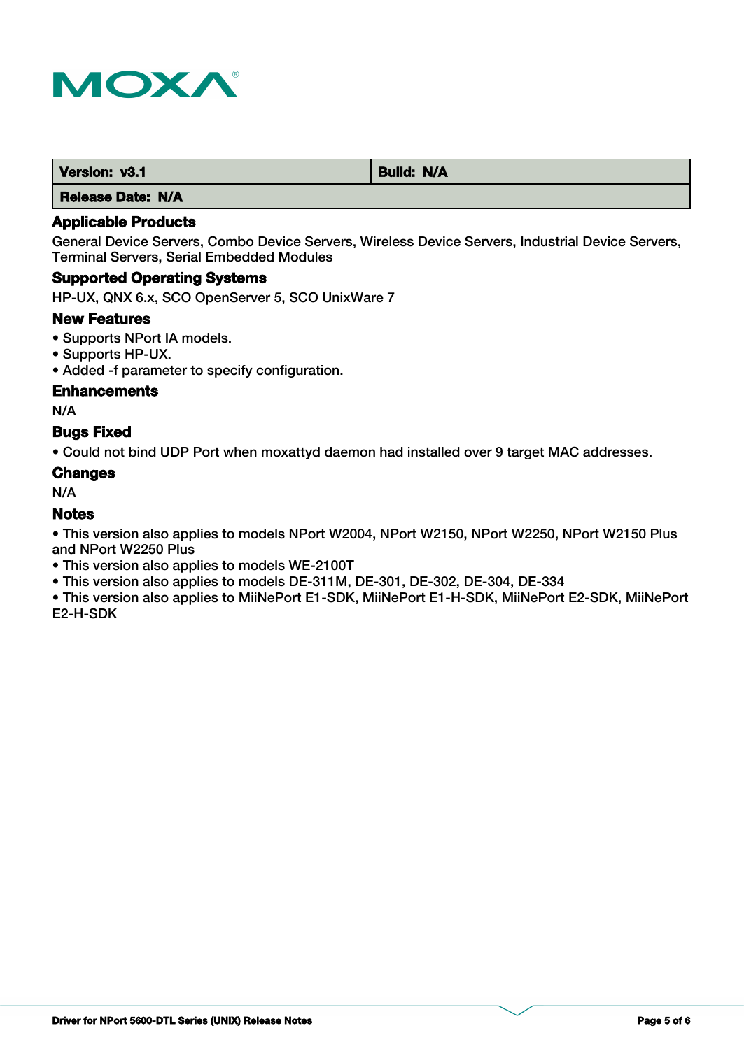| Version: v3.1 | Build: N/A |
| --- | --- |
| Release Date: N/A | |

### Applicable Products

General Device Servers, Combo Device Servers, Wireless Device Servers, Industrial Device Servers, Terminal Servers, Serial Embedded Modules

### Supported Operating Systems

HP-UX, QNX 6.x, SCO OpenServer 5, SCO UnixWare 7

### New Features

- Supports NPort IA models.
- Supports HP-UX.
- Added -f parameter to specify configuration.

### Enhancements

N/A

### Bugs Fixed

- Could not bind UDP Port when moxattyd daemon had installed over 9 target MAC addresses.

### Changes

N/A

### Notes

- This version also applies to models NPort W2004, NPort W2150, NPort W2250, NPort W2150 Plus and NPort W2250 Plus
- This version also applies to models WE-2100T
- This version also applies to models DE-311M, DE-301, DE-302, DE-304, DE-334
- This version also applies to MiiNePort E1-SDK, MiiNePort E1-H-SDK, MiiNePort E2-SDK, MiiNePort E2-H-SDK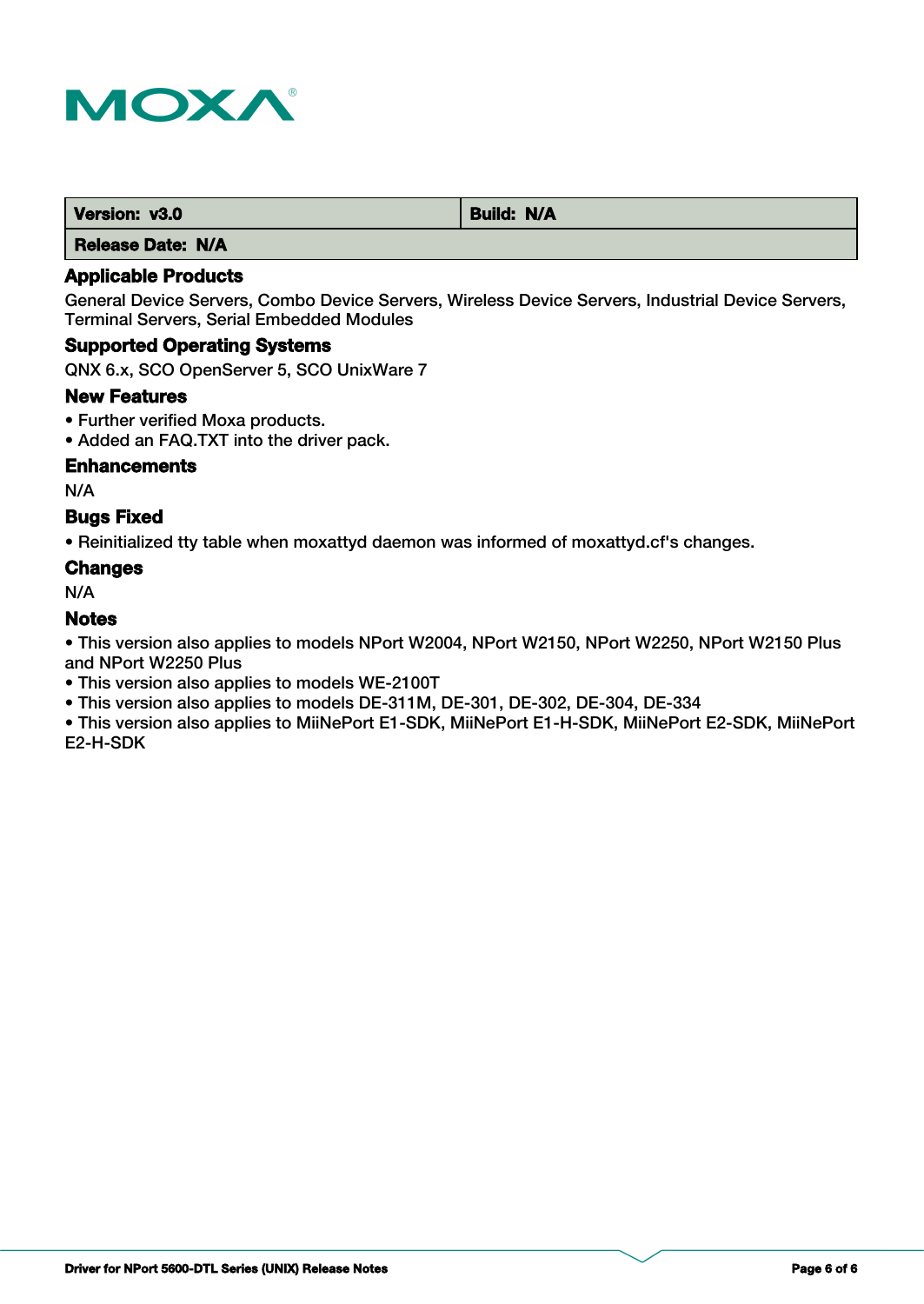| Version: v3.0 | Build: N/A |
| --- | --- |
| Release Date: N/A | |

### Applicable Products

General Device Servers, Combo Device Servers, Wireless Device Servers, Industrial Device Servers, Terminal Servers, Serial Embedded Modules

### Supported Operating Systems

QNX 6.x, SCO OpenServer 5, SCO UnixWare 7

### New Features

- Further verified Moxa products.
- Added an FAQ.TXT into the driver pack.

### Enhancements

N/A

### Bugs Fixed

- Reinitialized tty table when moxattyd daemon was informed of moxattyd.cf's changes.

### Changes

N/A

### Notes

- This version also applies to models NPort W2004, NPort W2150, NPort W2250, NPort W2150 Plus and NPort W2250 Plus
- This version also applies to models WE-2100T
- This version also applies to models DE-311M, DE-301, DE-302, DE-304, DE-334
- This version also applies to MiiNePort E1-SDK, MiiNePort E1-H-SDK, MiiNePort E2-SDK, MiiNePort E2-H-SDK